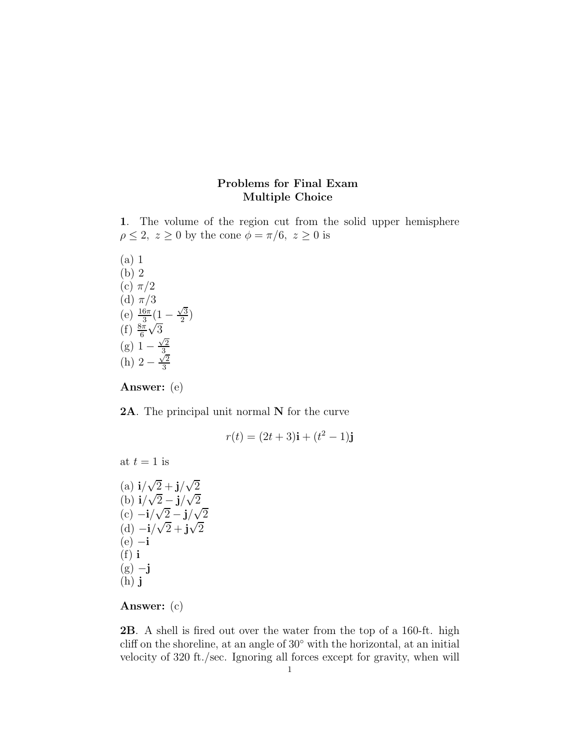**Problems for Final Exam**
**Multiple Choice**

**1**. The volume of the region cut from the solid upper hemisphere $\rho \leq 2,\ z \geq 0$ by the cone $\phi = \pi/6,\ z \geq 0$ is

(a) 1
(b) 2
(c) $\pi/2$
(d) $\pi/3$
(e) $\frac{16\pi}{3}(1 - \frac{\sqrt{3}}{2})$
(f) $\frac{8\pi}{6}\sqrt{3}$
(g) $1 - \frac{\sqrt{2}}{3}$
(h) $2 - \frac{\sqrt{2}}{3}$

**Answer:** (e)

**2A**. The principal unit normal $\mathbf{N}$ for the curve

$$r(t) = (2t + 3)\mathbf{i} + (t^2 - 1)\mathbf{j}$$

at $t = 1$ is

(a) $\mathbf{i}/\sqrt{2} + \mathbf{j}/\sqrt{2}$
(b) $\mathbf{i}/\sqrt{2} - \mathbf{j}/\sqrt{2}$
(c) $-\mathbf{i}/\sqrt{2} - \mathbf{j}/\sqrt{2}$
(d) $-\mathbf{i}/\sqrt{2} + \mathbf{j}\sqrt{2}$
(e) $-\mathbf{i}$
(f) $\mathbf{i}$
(g) $-\mathbf{j}$
(h) $\mathbf{j}$

**Answer:** (c)

**2B**. A shell is fired out over the water from the top of a 160-ft. high cliff on the shoreline, at an angle of 30° with the horizontal, at an initial velocity of 320 ft./sec. Ignoring all forces except for gravity, when will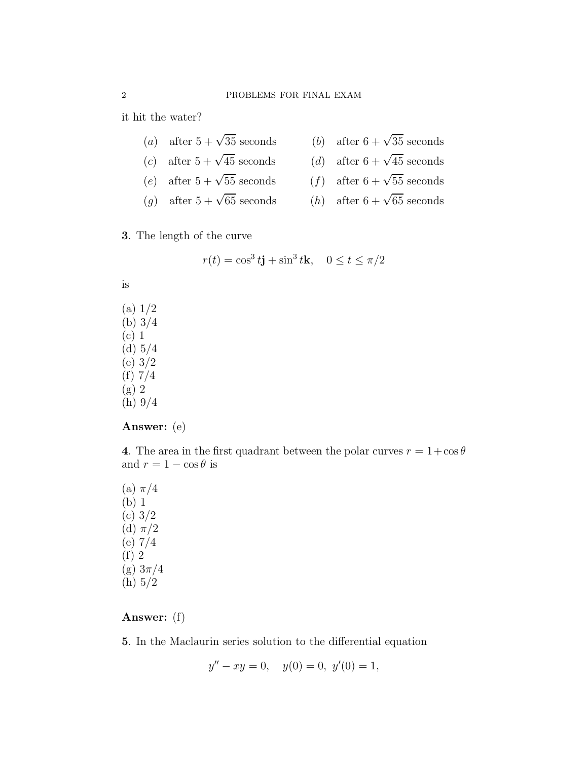it hit the water?

| | | | |
|---|---|---|---|
| $(a)$ | after $5+\sqrt{35}$ seconds | $(b)$ | after $6+\sqrt{35}$ seconds |
| $(c)$ | after $5+\sqrt{45}$ seconds | $(d)$ | after $6+\sqrt{45}$ seconds |
| $(e)$ | after $5+\sqrt{55}$ seconds | $(f)$ | after $6+\sqrt{55}$ seconds |
| $(g)$ | after $5+\sqrt{65}$ seconds | $(h)$ | after $6+\sqrt{65}$ seconds |

**3**. The length of the curve

$$r(t) = \cos^3 t\mathbf{j} + \sin^3 t\mathbf{k}, \quad 0 \le t \le \pi/2$$

is

(a) 1/2
(b) 3/4
(c) 1
(d) 5/4
(e) 3/2
(f) 7/4
(g) 2
(h) 9/4

**Answer:** (e)

**4**. The area in the first quadrant between the polar curves $r = 1 + \cos\theta$ and $r = 1 - \cos\theta$ is

(a) $\pi/4$
(b) 1
(c) 3/2
(d) $\pi/2$
(e) 7/4
(f) 2
(g) $3\pi/4$
(h) 5/2

**Answer:** (f)

**5**. In the Maclaurin series solution to the differential equation

$$y'' - xy = 0, \quad y(0) = 0,\ y'(0) = 1,$$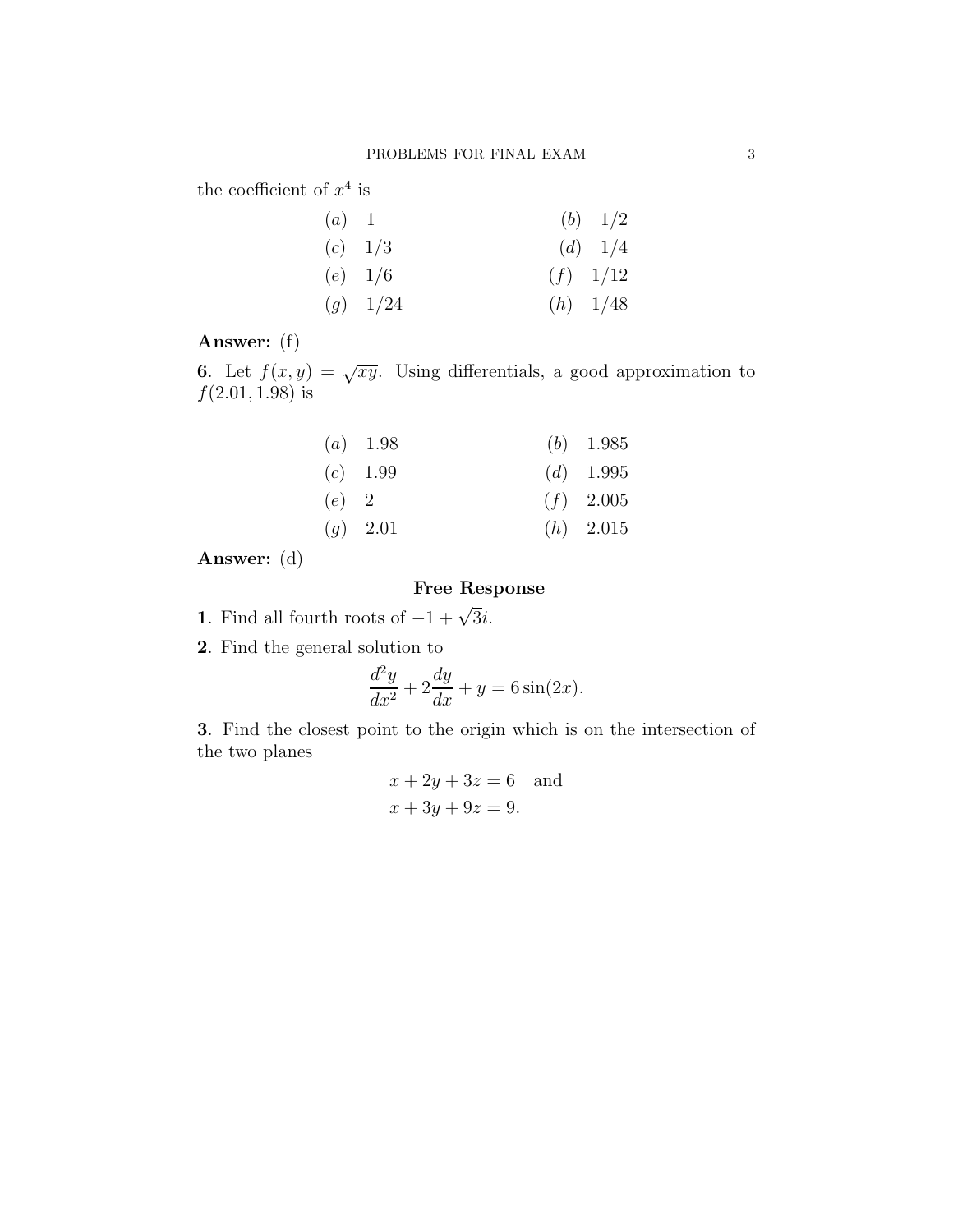the coefficient of $x^4$ is

| | |
|---|---|
| $(a)$ 1 | $(b)$ 1/2 |
| $(c)$ 1/3 | $(d)$ 1/4 |
| $(e)$ 1/6 | $(f)$ 1/12 |
| $(g)$ 1/24 | $(h)$ 1/48 |

**Answer:** (f)

**6**. Let $f(x, y) = \sqrt{xy}$. Using differentials, a good approximation to $f(2.01, 1.98)$ is

| | |
|---|---|
| $(a)$ 1.98 | $(b)$ 1.985 |
| $(c)$ 1.99 | $(d)$ 1.995 |
| $(e)$ 2 | $(f)$ 2.005 |
| $(g)$ 2.01 | $(h)$ 2.015 |

**Answer:** (d)

## Free Response

**1**. Find all fourth roots of $-1 + \sqrt{3}i$.

**2**. Find the general solution to

$$\frac{d^2y}{dx^2} + 2\frac{dy}{dx} + y = 6\sin(2x).$$

**3**. Find the closest point to the origin which is on the intersection of the two planes

$$x + 2y + 3z = 6 \quad \text{and}$$
$$x + 3y + 9z = 9.$$